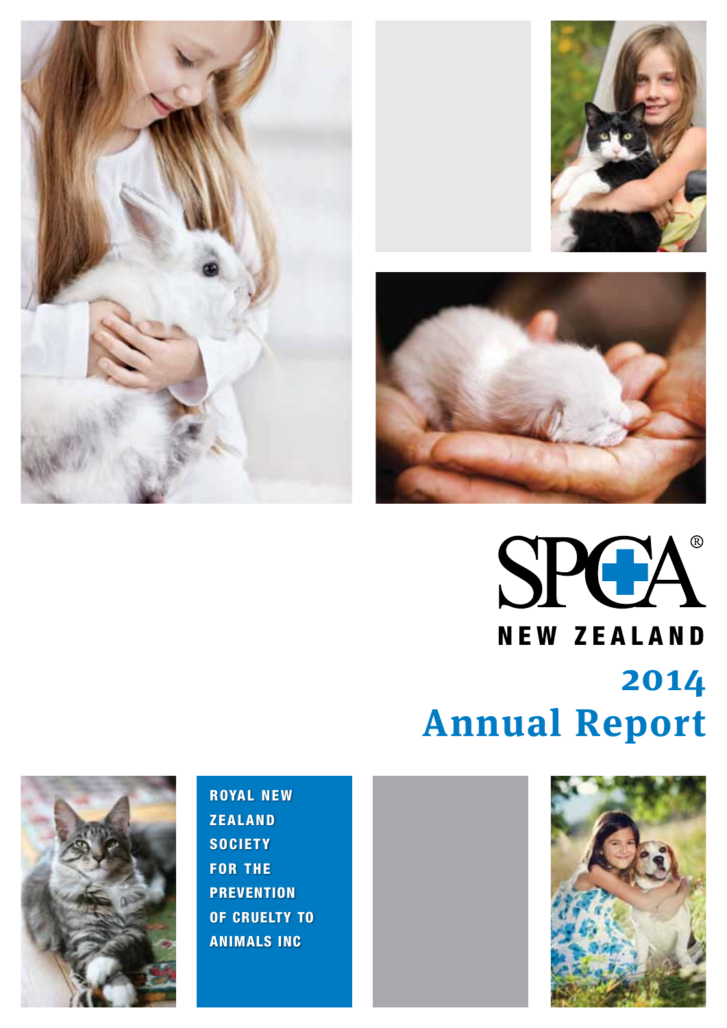# SPCA® NEW ZEALAND

# 2014 Annual Report

ROYAL NEW ZEALAND SOCIETY FOR THE PREVENTION OF CRUELTY TO ANIMALS INC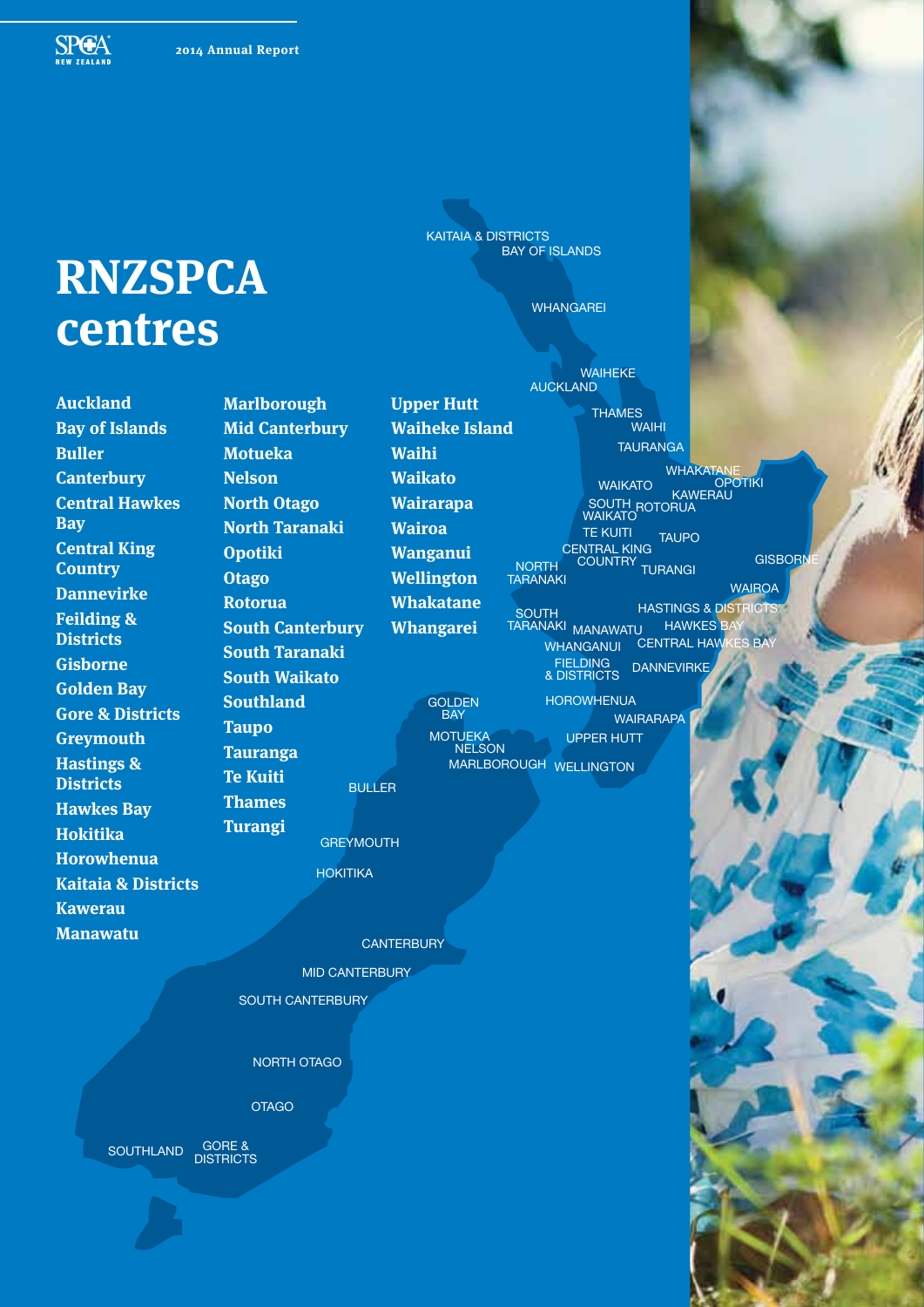# RNZSPCA centres

- Auckland
- Bay of Islands
- Buller
- Canterbury
- Central Hawkes Bay
- Central King Country
- Dannevirke
- Feilding & Districts
- Gisborne
- Golden Bay
- Gore & Districts
- Greymouth
- Hastings & Districts
- Hawkes Bay
- Hokitika
- Horowhenua
- Kaitaia & Districts
- Kawerau
- Manawatu
- Marlborough
- Mid Canterbury
- Motueka
- Nelson
- North Otago
- North Taranaki
- Opotiki
- Otago
- Rotorua
- South Canterbury
- South Taranaki
- South Waikato
- Southland
- Taupo
- Tauranga
- Te Kuiti
- Thames
- Turangi
- Upper Hutt
- Waiheke Island
- Waihi
- Waikato
- Wairarapa
- Wairoa
- Wanganui
- Wellington
- Whakatane
- Whangarei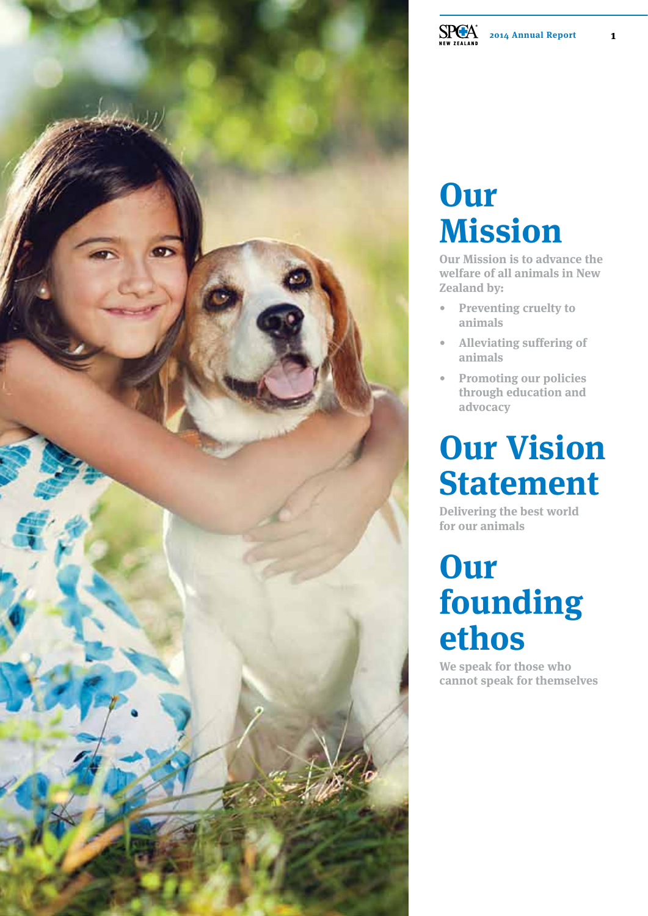# Our Mission

Our Mission is to advance the welfare of all animals in New Zealand by:

- Preventing cruelty to animals
- Alleviating suffering of animals
- Promoting our policies through education and advocacy

# Our Vision Statement

Delivering the best world for our animals

# Our founding ethos

We speak for those who cannot speak for themselves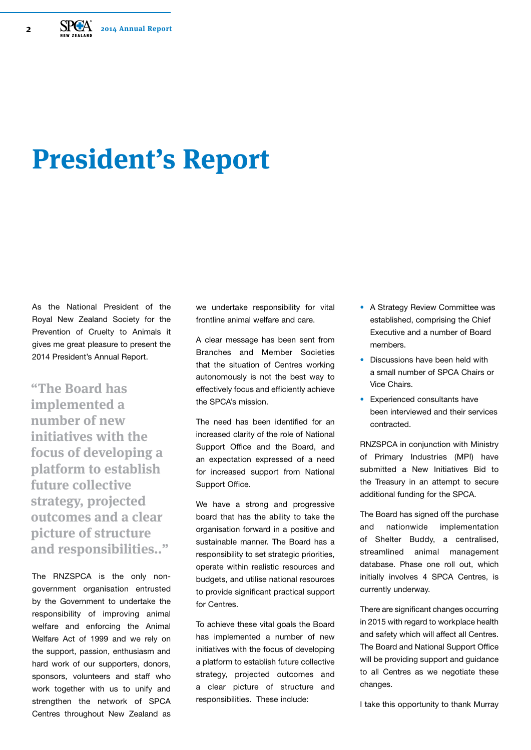# President's Report

As the National President of the Royal New Zealand Society for the Prevention of Cruelty to Animals it gives me great pleasure to present the 2014 President's Annual Report.

> "The Board has implemented a number of new initiatives with the focus of developing a platform to establish future collective strategy, projected outcomes and a clear picture of structure and responsibilities.."

The RNZSPCA is the only non-government organisation entrusted by the Government to undertake the responsibility of improving animal welfare and enforcing the Animal Welfare Act of 1999 and we rely on the support, passion, enthusiasm and hard work of our supporters, donors, sponsors, volunteers and staff who work together with us to unify and strengthen the network of SPCA Centres throughout New Zealand as we undertake responsibility for vital frontline animal welfare and care.

A clear message has been sent from Branches and Member Societies that the situation of Centres working autonomously is not the best way to effectively focus and efficiently achieve the SPCA's mission.

The need has been identified for an increased clarity of the role of National Support Office and the Board, and an expectation expressed of a need for increased support from National Support Office.

We have a strong and progressive board that has the ability to take the organisation forward in a positive and sustainable manner. The Board has a responsibility to set strategic priorities, operate within realistic resources and budgets, and utilise national resources to provide significant practical support for Centres.

To achieve these vital goals the Board has implemented a number of new initiatives with the focus of developing a platform to establish future collective strategy, projected outcomes and a clear picture of structure and responsibilities. These include:

- A Strategy Review Committee was established, comprising the Chief Executive and a number of Board members.
- Discussions have been held with a small number of SPCA Chairs or Vice Chairs.
- Experienced consultants have been interviewed and their services contracted.

RNZSPCA in conjunction with Ministry of Primary Industries (MPI) have submitted a New Initiatives Bid to the Treasury in an attempt to secure additional funding for the SPCA.

The Board has signed off the purchase and nationwide implementation of Shelter Buddy, a centralised, streamlined animal management database. Phase one roll out, which initially involves 4 SPCA Centres, is currently underway.

There are significant changes occurring in 2015 with regard to workplace health and safety which will affect all Centres. The Board and National Support Office will be providing support and guidance to all Centres as we negotiate these changes.

I take this opportunity to thank Murray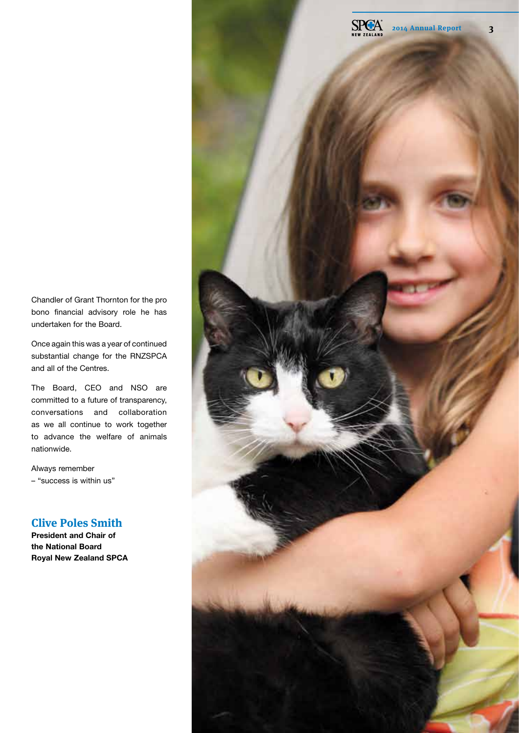Chandler of Grant Thornton for the pro bono financial advisory role he has undertaken for the Board.

Once again this was a year of continued substantial change for the RNZSPCA and all of the Centres.

The Board, CEO and NSO are committed to a future of transparency, conversations and collaboration as we all continue to work together to advance the welfare of animals nationwide.

Always remember
– "success is within us"

## Clive Poles Smith

**President and Chair of the National Board**
**Royal New Zealand SPCA**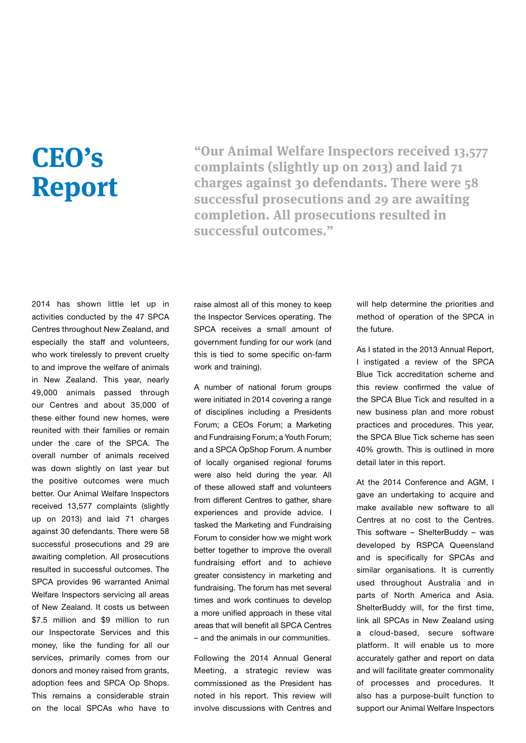# CEO's Report

> "Our Animal Welfare Inspectors received 13,577 complaints (slightly up on 2013) and laid 71 charges against 30 defendants. There were 58 successful prosecutions and 29 are awaiting completion. All prosecutions resulted in successful outcomes."

2014 has shown little let up in activities conducted by the 47 SPCA Centres throughout New Zealand, and especially the staff and volunteers, who work tirelessly to prevent cruelty to and improve the welfare of animals in New Zealand. This year, nearly 49,000 animals passed through our Centres and about 35,000 of these either found new homes, were reunited with their families or remain under the care of the SPCA. The overall number of animals received was down slightly on last year but the positive outcomes were much better. Our Animal Welfare Inspectors received 13,577 complaints (slightly up on 2013) and laid 71 charges against 30 defendants. There were 58 successful prosecutions and 29 are awaiting completion. All prosecutions resulted in successful outcomes. The SPCA provides 96 warranted Animal Welfare Inspectors servicing all areas of New Zealand. It costs us between $7.5 million and $9 million to run our Inspectorate Services and this money, like the funding for all our services, primarily comes from our donors and money raised from grants, adoption fees and SPCA Op Shops. This remains a considerable strain on the local SPCAs who have to raise almost all of this money to keep the Inspector Services operating. The SPCA receives a small amount of government funding for our work (and this is tied to some specific on-farm work and training).

A number of national forum groups were initiated in 2014 covering a range of disciplines including a Presidents Forum; a CEOs Forum; a Marketing and Fundraising Forum; a Youth Forum; and a SPCA OpShop Forum. A number of locally organised regional forums were also held during the year. All of these allowed staff and volunteers from different Centres to gather, share experiences and provide advice. I tasked the Marketing and Fundraising Forum to consider how we might work better together to improve the overall fundraising effort and to achieve greater consistency in marketing and fundraising. The forum has met several times and work continues to develop a more unified approach in these vital areas that will benefit all SPCA Centres – and the animals in our communities.

Following the 2014 Annual General Meeting, a strategic review was commissioned as the President has noted in his report. This review will involve discussions with Centres and will help determine the priorities and method of operation of the SPCA in the future.

As I stated in the 2013 Annual Report, I instigated a review of the SPCA Blue Tick accreditation scheme and this review confirmed the value of the SPCA Blue Tick and resulted in a new business plan and more robust practices and procedures. This year, the SPCA Blue Tick scheme has seen 40% growth. This is outlined in more detail later in this report.

At the 2014 Conference and AGM, I gave an undertaking to acquire and make available new software to all Centres at no cost to the Centres. This software – ShelterBuddy – was developed by RSPCA Queensland and is specifically for SPCAs and similar organisations. It is currently used throughout Australia and in parts of North America and Asia. ShelterBuddy will, for the first time, link all SPCAs in New Zealand using a cloud-based, secure software platform. It will enable us to more accurately gather and report on data and will facilitate greater commonality of processes and procedures. It also has a purpose-built function to support our Animal Welfare Inspectors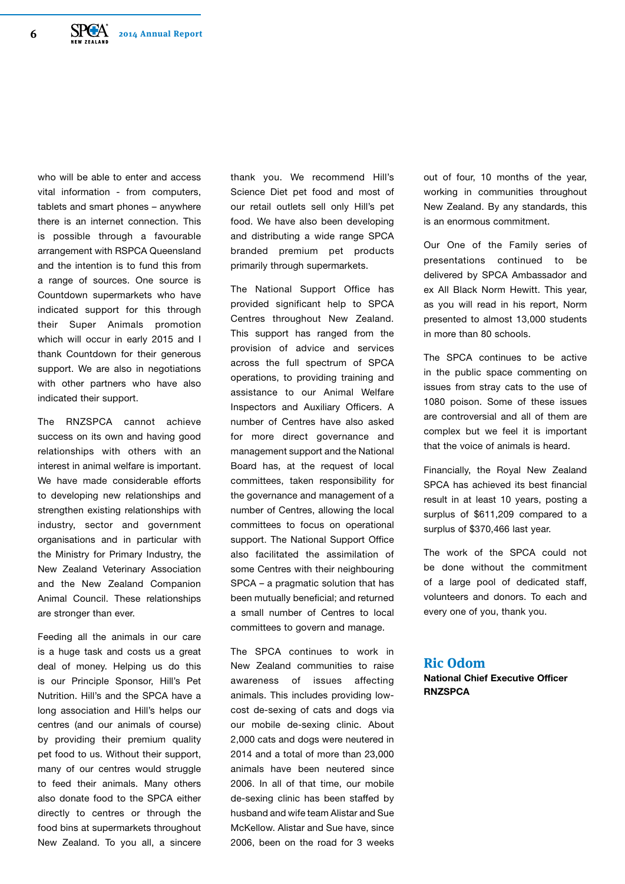who will be able to enter and access vital information - from computers, tablets and smart phones – anywhere there is an internet connection. This is possible through a favourable arrangement with RSPCA Queensland and the intention is to fund this from a range of sources. One source is Countdown supermarkets who have indicated support for this through their Super Animals promotion which will occur in early 2015 and I thank Countdown for their generous support. We are also in negotiations with other partners who have also indicated their support.

The RNZSPCA cannot achieve success on its own and having good relationships with others with an interest in animal welfare is important. We have made considerable efforts to developing new relationships and strengthen existing relationships with industry, sector and government organisations and in particular with the Ministry for Primary Industry, the New Zealand Veterinary Association and the New Zealand Companion Animal Council. These relationships are stronger than ever.

Feeding all the animals in our care is a huge task and costs us a great deal of money. Helping us do this is our Principle Sponsor, Hill's Pet Nutrition. Hill's and the SPCA have a long association and Hill's helps our centres (and our animals of course) by providing their premium quality pet food to us. Without their support, many of our centres would struggle to feed their animals. Many others also donate food to the SPCA either directly to centres or through the food bins at supermarkets throughout New Zealand. To you all, a sincere thank you. We recommend Hill's Science Diet pet food and most of our retail outlets sell only Hill's pet food. We have also been developing and distributing a wide range SPCA branded premium pet products primarily through supermarkets.

The National Support Office has provided significant help to SPCA Centres throughout New Zealand. This support has ranged from the provision of advice and services across the full spectrum of SPCA operations, to providing training and assistance to our Animal Welfare Inspectors and Auxiliary Officers. A number of Centres have also asked for more direct governance and management support and the National Board has, at the request of local committees, taken responsibility for the governance and management of a number of Centres, allowing the local committees to focus on operational support. The National Support Office also facilitated the assimilation of some Centres with their neighbouring SPCA – a pragmatic solution that has been mutually beneficial; and returned a small number of Centres to local committees to govern and manage.

The SPCA continues to work in New Zealand communities to raise awareness of issues affecting animals. This includes providing low-cost de-sexing of cats and dogs via our mobile de-sexing clinic. About 2,000 cats and dogs were neutered in 2014 and a total of more than 23,000 animals have been neutered since 2006. In all of that time, our mobile de-sexing clinic has been staffed by husband and wife team Alistar and Sue McKellow. Alistar and Sue have, since 2006, been on the road for 3 weeks out of four, 10 months of the year, working in communities throughout New Zealand. By any standards, this is an enormous commitment.

Our One of the Family series of presentations continued to be delivered by SPCA Ambassador and ex All Black Norm Hewitt. This year, as you will read in his report, Norm presented to almost 13,000 students in more than 80 schools.

The SPCA continues to be active in the public space commenting on issues from stray cats to the use of 1080 poison. Some of these issues are controversial and all of them are complex but we feel it is important that the voice of animals is heard.

Financially, the Royal New Zealand SPCA has achieved its best financial result in at least 10 years, posting a surplus of $611,209 compared to a surplus of $370,466 last year.

The work of the SPCA could not be done without the commitment of a large pool of dedicated staff, volunteers and donors. To each and every one of you, thank you.

**Ric Odom**
**National Chief Executive Officer**
**RNZSPCA**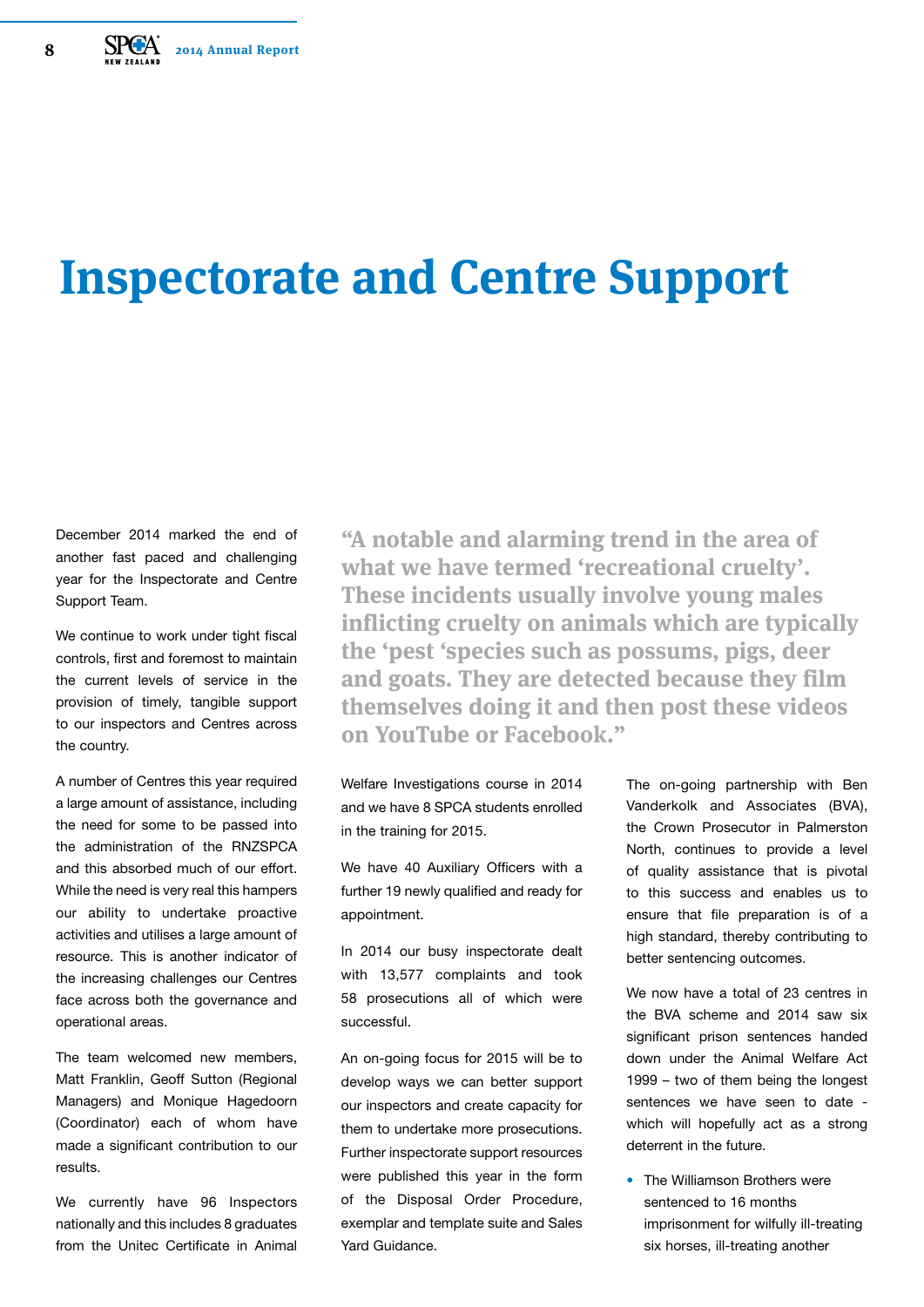# Inspectorate and Centre Support

December 2014 marked the end of another fast paced and challenging year for the Inspectorate and Centre Support Team.

We continue to work under tight fiscal controls, first and foremost to maintain the current levels of service in the provision of timely, tangible support to our inspectors and Centres across the country.

A number of Centres this year required a large amount of assistance, including the need for some to be passed into the administration of the RNZSPCA and this absorbed much of our effort. While the need is very real this hampers our ability to undertake proactive activities and utilises a large amount of resource. This is another indicator of the increasing challenges our Centres face across both the governance and operational areas.

The team welcomed new members, Matt Franklin, Geoff Sutton (Regional Managers) and Monique Hagedoorn (Coordinator) each of whom have made a significant contribution to our results.

We currently have 96 Inspectors nationally and this includes 8 graduates from the Unitec Certificate in Animal Welfare Investigations course in 2014 and we have 8 SPCA students enrolled in the training for 2015.

> "A notable and alarming trend in the area of what we have termed 'recreational cruelty'. These incidents usually involve young males inflicting cruelty on animals which are typically the 'pest 'species such as possums, pigs, deer and goats. They are detected because they film themselves doing it and then post these videos on YouTube or Facebook."

We have 40 Auxiliary Officers with a further 19 newly qualified and ready for appointment.

In 2014 our busy inspectorate dealt with 13,577 complaints and took 58 prosecutions all of which were successful.

An on-going focus for 2015 will be to develop ways we can better support our inspectors and create capacity for them to undertake more prosecutions. Further inspectorate support resources were published this year in the form of the Disposal Order Procedure, exemplar and template suite and Sales Yard Guidance.

The on-going partnership with Ben Vanderkolk and Associates (BVA), the Crown Prosecutor in Palmerston North, continues to provide a level of quality assistance that is pivotal to this success and enables us to ensure that file preparation is of a high standard, thereby contributing to better sentencing outcomes.

We now have a total of 23 centres in the BVA scheme and 2014 saw six significant prison sentences handed down under the Animal Welfare Act 1999 – two of them being the longest sentences we have seen to date - which will hopefully act as a strong deterrent in the future.

- The Williamson Brothers were sentenced to 16 months imprisonment for wilfully ill-treating six horses, ill-treating another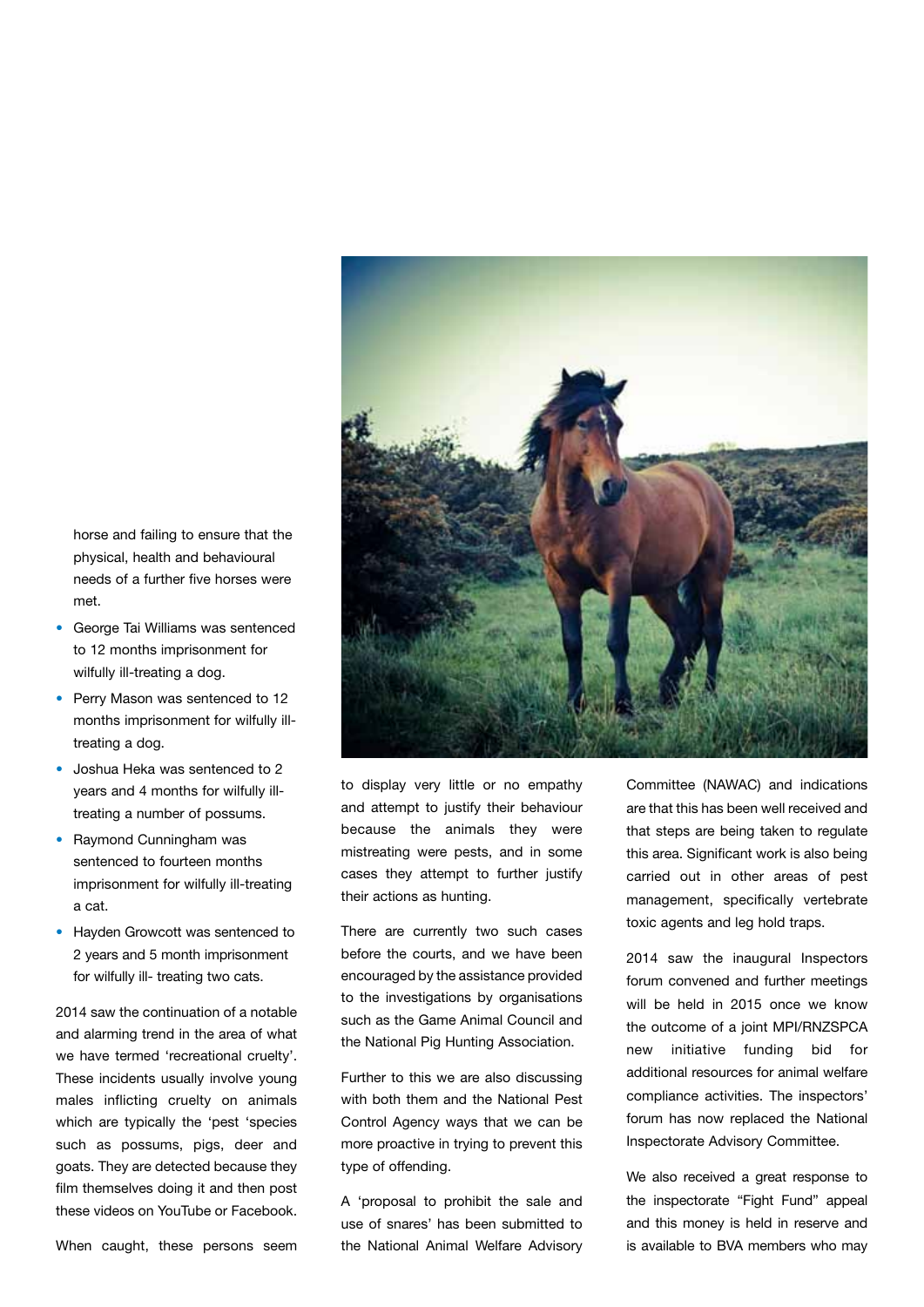horse and failing to ensure that the physical, health and behavioural needs of a further five horses were met.

- George Tai Williams was sentenced to 12 months imprisonment for wilfully ill-treating a dog.
- Perry Mason was sentenced to 12 months imprisonment for wilfully ill-treating a dog.
- Joshua Heka was sentenced to 2 years and 4 months for wilfully ill-treating a number of possums.
- Raymond Cunningham was sentenced to fourteen months imprisonment for wilfully ill-treating a cat.
- Hayden Growcott was sentenced to 2 years and 5 month imprisonment for wilfully ill- treating two cats.

2014 saw the continuation of a notable and alarming trend in the area of what we have termed 'recreational cruelty'. These incidents usually involve young males inflicting cruelty on animals which are typically the 'pest 'species such as possums, pigs, deer and goats. They are detected because they film themselves doing it and then post these videos on YouTube or Facebook.

When caught, these persons seem to display very little or no empathy and attempt to justify their behaviour because the animals they were mistreating were pests, and in some cases they attempt to further justify their actions as hunting.

There are currently two such cases before the courts, and we have been encouraged by the assistance provided to the investigations by organisations such as the Game Animal Council and the National Pig Hunting Association.

Further to this we are also discussing with both them and the National Pest Control Agency ways that we can be more proactive in trying to prevent this type of offending.

A 'proposal to prohibit the sale and use of snares' has been submitted to the National Animal Welfare Advisory Committee (NAWAC) and indications are that this has been well received and that steps are being taken to regulate this area. Significant work is also being carried out in other areas of pest management, specifically vertebrate toxic agents and leg hold traps.

2014 saw the inaugural Inspectors forum convened and further meetings will be held in 2015 once we know the outcome of a joint MPI/RNZSPCA new initiative funding bid for additional resources for animal welfare compliance activities. The inspectors' forum has now replaced the National Inspectorate Advisory Committee.

We also received a great response to the inspectorate "Fight Fund" appeal and this money is held in reserve and is available to BVA members who may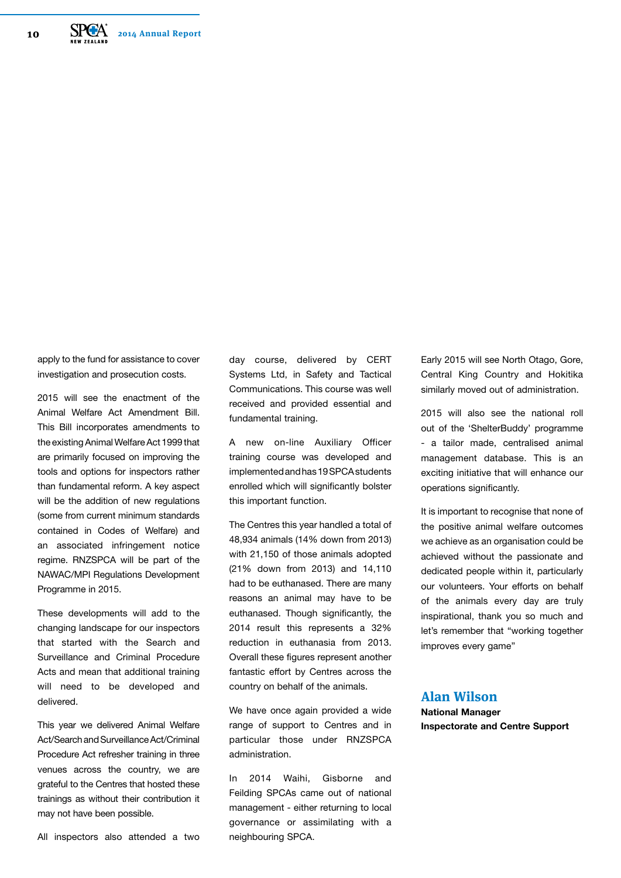apply to the fund for assistance to cover investigation and prosecution costs.

2015 will see the enactment of the Animal Welfare Act Amendment Bill. This Bill incorporates amendments to the existing Animal Welfare Act 1999 that are primarily focused on improving the tools and options for inspectors rather than fundamental reform. A key aspect will be the addition of new regulations (some from current minimum standards contained in Codes of Welfare) and an associated infringement notice regime. RNZSPCA will be part of the NAWAC/MPI Regulations Development Programme in 2015.

These developments will add to the changing landscape for our inspectors that started with the Search and Surveillance and Criminal Procedure Acts and mean that additional training will need to be developed and delivered.

This year we delivered Animal Welfare Act/Search and Surveillance Act/Criminal Procedure Act refresher training in three venues across the country, we are grateful to the Centres that hosted these trainings as without their contribution it may not have been possible.

All inspectors also attended a two day course, delivered by CERT Systems Ltd, in Safety and Tactical Communications. This course was well received and provided essential and fundamental training.

A new on-line Auxiliary Officer training course was developed and implemented and has 19 SPCA students enrolled which will significantly bolster this important function.

The Centres this year handled a total of 48,934 animals (14% down from 2013) with 21,150 of those animals adopted (21% down from 2013) and 14,110 had to be euthanased. There are many reasons an animal may have to be euthanased. Though significantly, the 2014 result this represents a 32% reduction in euthanasia from 2013. Overall these figures represent another fantastic effort by Centres across the country on behalf of the animals.

We have once again provided a wide range of support to Centres and in particular those under RNZSPCA administration.

In 2014 Waihi, Gisborne and Feilding SPCAs came out of national management - either returning to local governance or assimilating with a neighbouring SPCA.

Early 2015 will see North Otago, Gore, Central King Country and Hokitika similarly moved out of administration.

2015 will also see the national roll out of the 'ShelterBuddy' programme - a tailor made, centralised animal management database. This is an exciting initiative that will enhance our operations significantly.

It is important to recognise that none of the positive animal welfare outcomes we achieve as an organisation could be achieved without the passionate and dedicated people within it, particularly our volunteers. Your efforts on behalf of the animals every day are truly inspirational, thank you so much and let's remember that "working together improves every game"

## Alan Wilson

**National Manager**
**Inspectorate and Centre Support**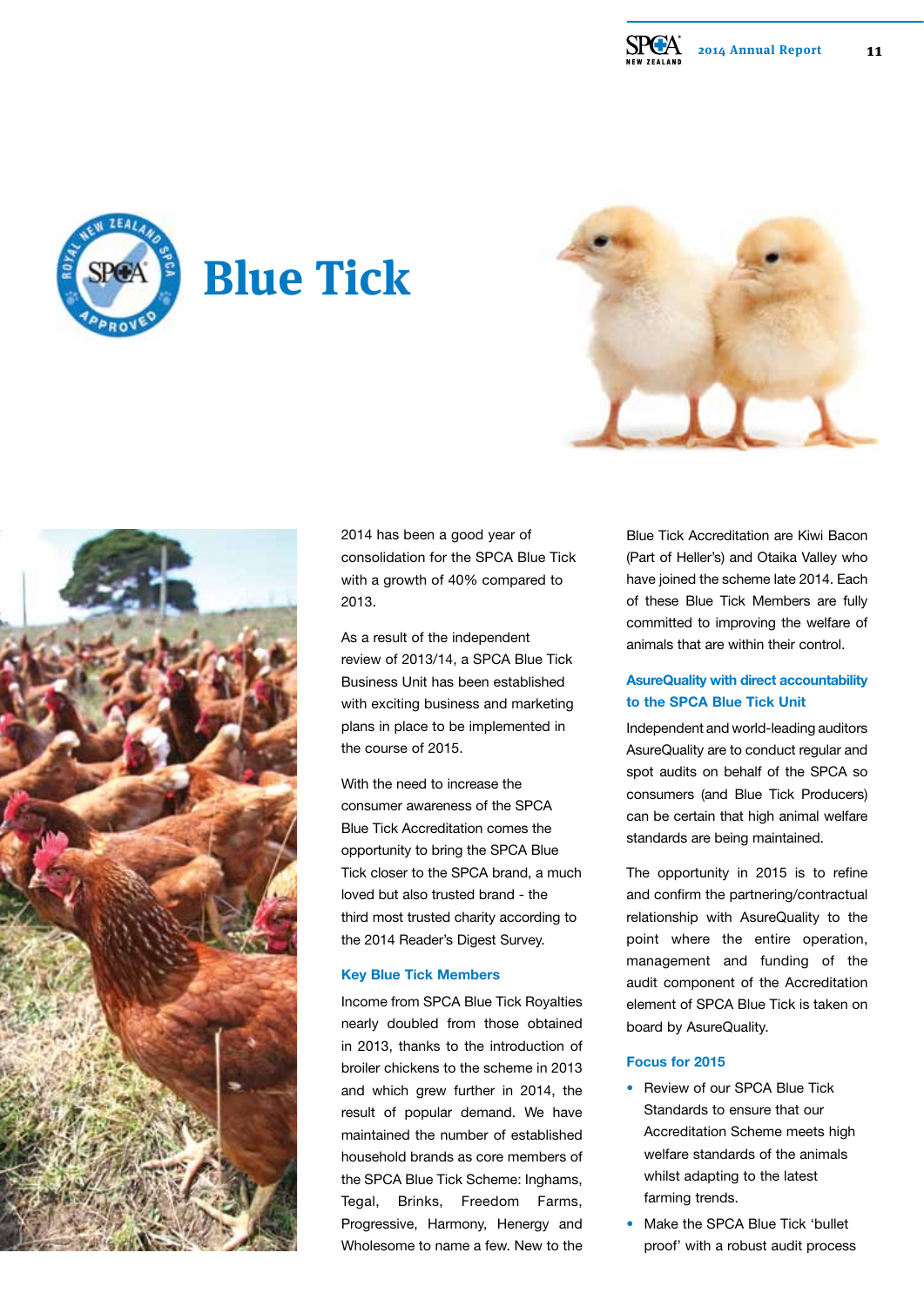# Blue Tick

2014 has been a good year of consolidation for the SPCA Blue Tick with a growth of 40% compared to 2013.

As a result of the independent review of 2013/14, a SPCA Blue Tick Business Unit has been established with exciting business and marketing plans in place to be implemented in the course of 2015.

With the need to increase the consumer awareness of the SPCA Blue Tick Accreditation comes the opportunity to bring the SPCA Blue Tick closer to the SPCA brand, a much loved but also trusted brand - the third most trusted charity according to the 2014 Reader's Digest Survey.

### Key Blue Tick Members

Income from SPCA Blue Tick Royalties nearly doubled from those obtained in 2013, thanks to the introduction of broiler chickens to the scheme in 2013 and which grew further in 2014, the result of popular demand. We have maintained the number of established household brands as core members of the SPCA Blue Tick Scheme: Inghams, Tegal, Brinks, Freedom Farms, Progressive, Harmony, Henergy and Wholesome to name a few. New to the Blue Tick Accreditation are Kiwi Bacon (Part of Heller's) and Otaika Valley who have joined the scheme late 2014. Each of these Blue Tick Members are fully committed to improving the welfare of animals that are within their control.

### AsureQuality with direct accountability to the SPCA Blue Tick Unit

Independent and world-leading auditors AsureQuality are to conduct regular and spot audits on behalf of the SPCA so consumers (and Blue Tick Producers) can be certain that high animal welfare standards are being maintained.

The opportunity in 2015 is to refine and confirm the partnering/contractual relationship with AsureQuality to the point where the entire operation, management and funding of the audit component of the Accreditation element of SPCA Blue Tick is taken on board by AsureQuality.

### Focus for 2015

- Review of our SPCA Blue Tick Standards to ensure that our Accreditation Scheme meets high welfare standards of the animals whilst adapting to the latest farming trends.
- Make the SPCA Blue Tick 'bullet proof' with a robust audit process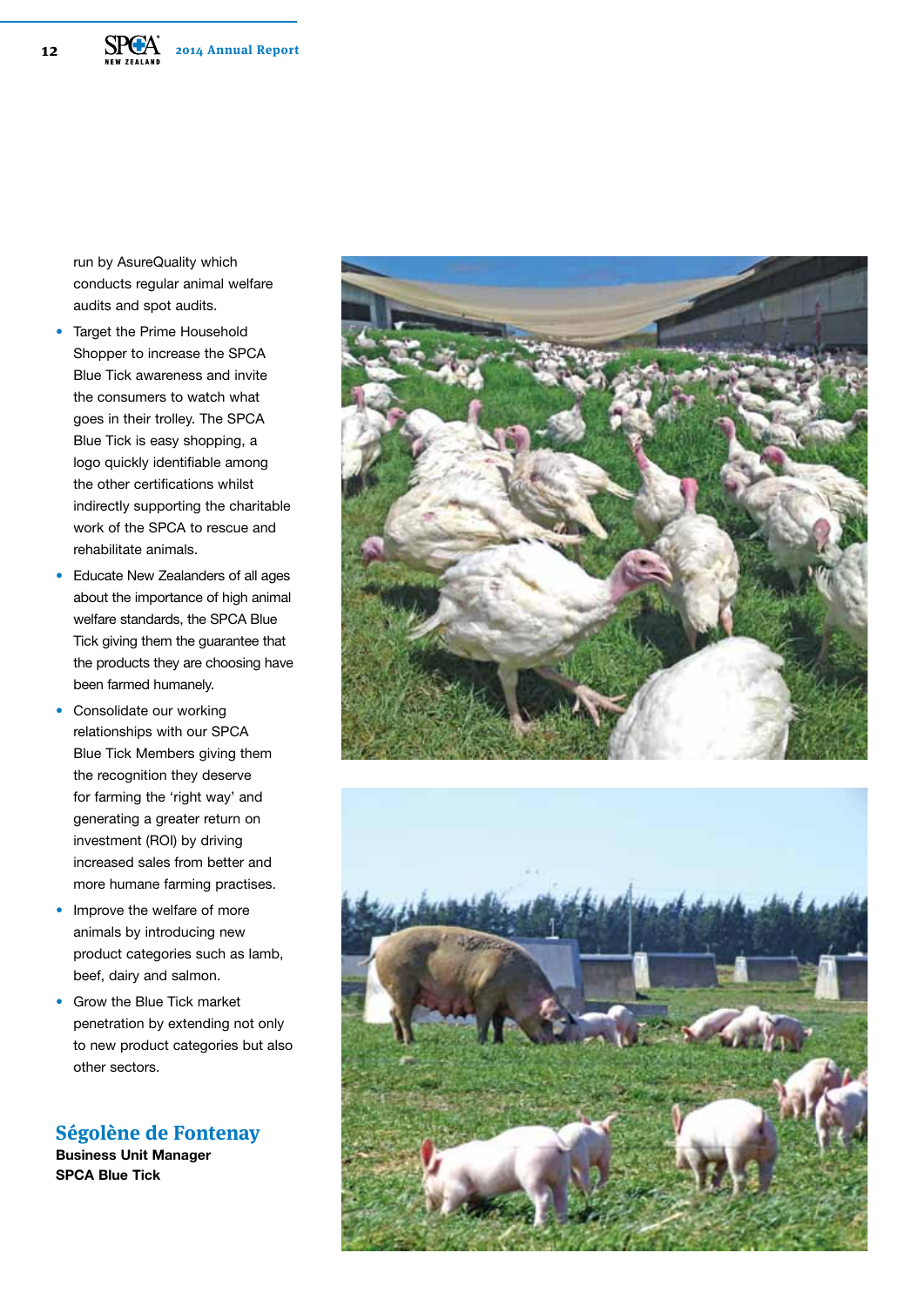run by AsureQuality which conducts regular animal welfare audits and spot audits.

- Target the Prime Household Shopper to increase the SPCA Blue Tick awareness and invite the consumers to watch what goes in their trolley. The SPCA Blue Tick is easy shopping, a logo quickly identifiable among the other certifications whilst indirectly supporting the charitable work of the SPCA to rescue and rehabilitate animals.
- Educate New Zealanders of all ages about the importance of high animal welfare standards, the SPCA Blue Tick giving them the guarantee that the products they are choosing have been farmed humanely.
- Consolidate our working relationships with our SPCA Blue Tick Members giving them the recognition they deserve for farming the 'right way' and generating a greater return on investment (ROI) by driving increased sales from better and more humane farming practises.
- Improve the welfare of more animals by introducing new product categories such as lamb, beef, dairy and salmon.
- Grow the Blue Tick market penetration by extending not only to new product categories but also other sectors.

## Ségolène de Fontenay

**Business Unit Manager**
**SPCA Blue Tick**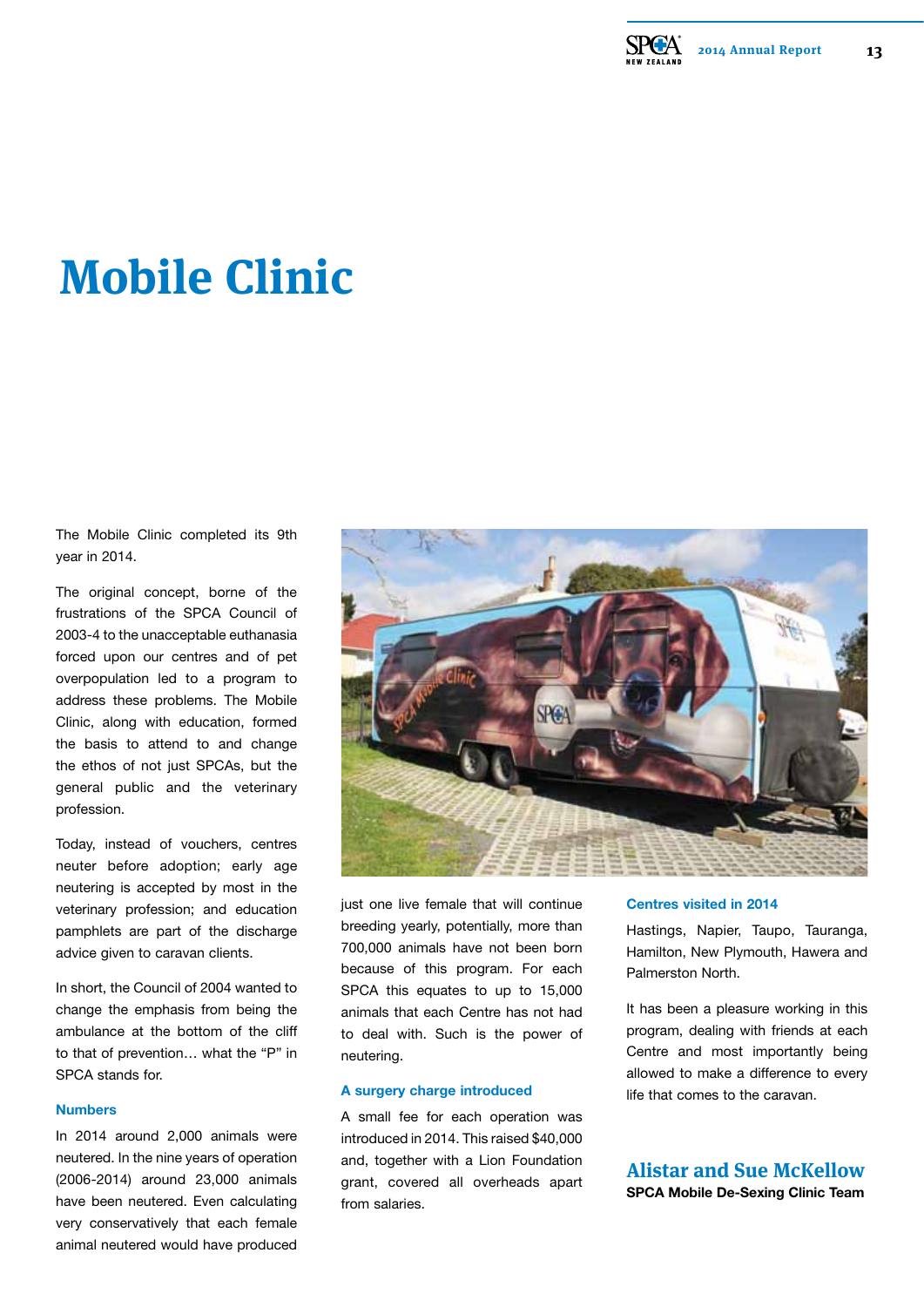# Mobile Clinic

The Mobile Clinic completed its 9th year in 2014.

The original concept, borne of the frustrations of the SPCA Council of 2003-4 to the unacceptable euthanasia forced upon our centres and of pet overpopulation led to a program to address these problems. The Mobile Clinic, along with education, formed the basis to attend to and change the ethos of not just SPCAs, but the general public and the veterinary profession.

Today, instead of vouchers, centres neuter before adoption; early age neutering is accepted by most in the veterinary profession; and education pamphlets are part of the discharge advice given to caravan clients.

In short, the Council of 2004 wanted to change the emphasis from being the ambulance at the bottom of the cliff to that of prevention… what the "P" in SPCA stands for.

### Numbers

In 2014 around 2,000 animals were neutered. In the nine years of operation (2006-2014) around 23,000 animals have been neutered. Even calculating very conservatively that each female animal neutered would have produced just one live female that will continue breeding yearly, potentially, more than 700,000 animals have not been born because of this program. For each SPCA this equates to up to 15,000 animals that each Centre has not had to deal with. Such is the power of neutering.

### A surgery charge introduced

A small fee for each operation was introduced in 2014. This raised $40,000 and, together with a Lion Foundation grant, covered all overheads apart from salaries.

### Centres visited in 2014

Hastings, Napier, Taupo, Tauranga, Hamilton, New Plymouth, Hawera and Palmerston North.

It has been a pleasure working in this program, dealing with friends at each Centre and most importantly being allowed to make a difference to every life that comes to the caravan.

## Alistar and Sue McKellow

**SPCA Mobile De-Sexing Clinic Team**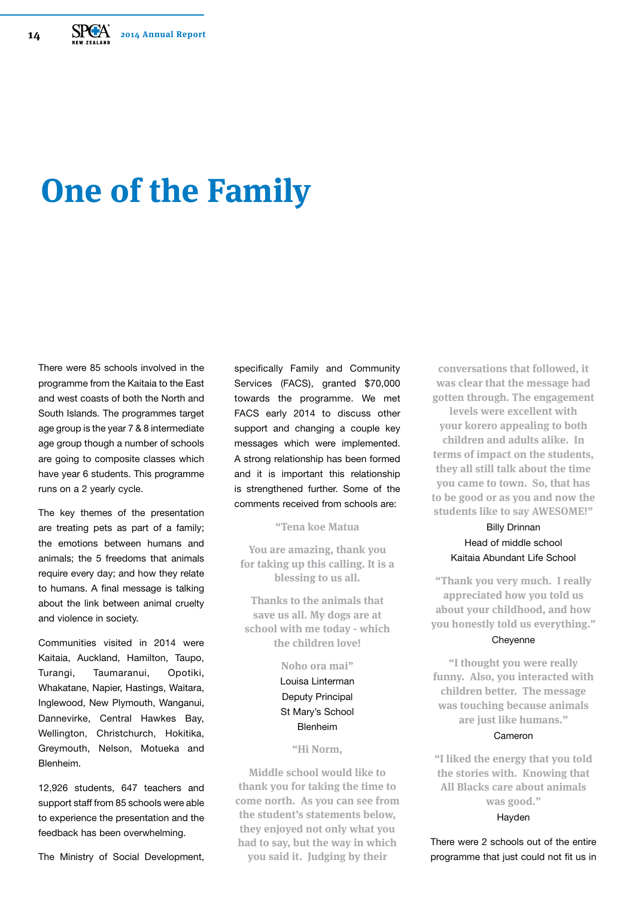# One of the Family

There were 85 schools involved in the programme from the Kaitaia to the East and west coasts of both the North and South Islands. The programmes target age group is the year 7 & 8 intermediate age group though a number of schools are going to composite classes which have year 6 students. This programme runs on a 2 yearly cycle.

The key themes of the presentation are treating pets as part of a family; the emotions between humans and animals; the 5 freedoms that animals require every day; and how they relate to humans. A final message is talking about the link between animal cruelty and violence in society.

Communities visited in 2014 were Kaitaia, Auckland, Hamilton, Taupo, Turangi, Taumaranui, Opotiki, Whakatane, Napier, Hastings, Waitara, Inglewood, New Plymouth, Wanganui, Dannevirke, Central Hawkes Bay, Wellington, Christchurch, Hokitika, Greymouth, Nelson, Motueka and Blenheim.

12,926 students, 647 teachers and support staff from 85 schools were able to experience the presentation and the feedback has been overwhelming.

The Ministry of Social Development, specifically Family and Community Services (FACS), granted $70,000 towards the programme. We met FACS early 2014 to discuss other support and changing a couple key messages which were implemented. A strong relationship has been formed and it is important this relationship is strengthened further. Some of the comments received from schools are:

**"Tena koe Matua**

**You are amazing, thank you for taking up this calling. It is a blessing to us all.**

**Thanks to the animals that save us all. My dogs are at school with me today - which the children love!**

**Noho ora mai"**

Louisa Linterman
Deputy Principal
St Mary's School
Blenheim

**"Hi Norm,**

**Middle school would like to thank you for taking the time to come north. As you can see from the student's statements below, they enjoyed not only what you had to say, but the way in which you said it. Judging by their conversations that followed, it was clear that the message had gotten through. The engagement levels were excellent with your korero appealing to both children and adults alike. In terms of impact on the students, they all still talk about the time you came to town. So, that has to be good or as you and now the students like to say AWESOME!"**

Billy Drinnan
Head of middle school
Kaitaia Abundant Life School

**"Thank you very much. I really appreciated how you told us about your childhood, and how you honestly told us everything."**

Cheyenne

**"I thought you were really funny. Also, you interacted with children better. The message was touching because animals are just like humans."**

Cameron

**"I liked the energy that you told the stories with. Knowing that All Blacks care about animals was good."**

Hayden

There were 2 schools out of the entire programme that just could not fit us in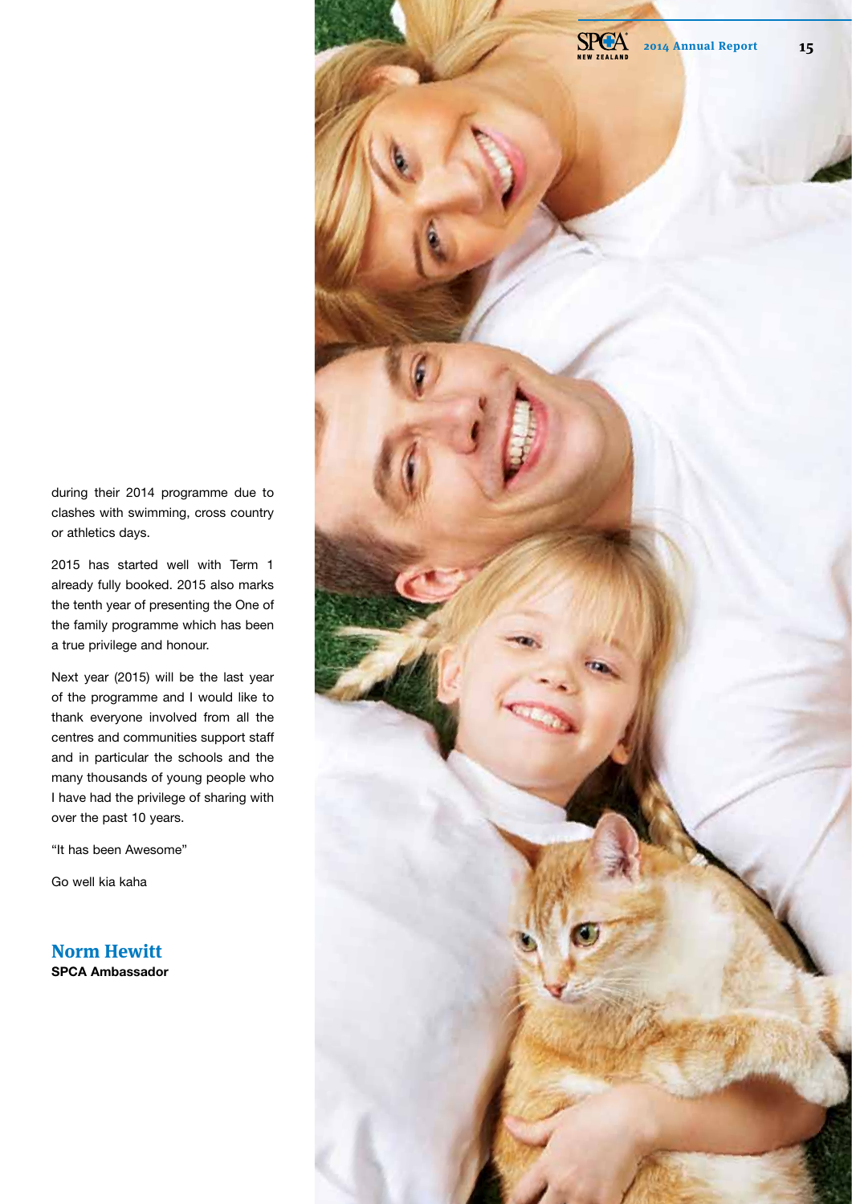during their 2014 programme due to clashes with swimming, cross country or athletics days.

2015 has started well with Term 1 already fully booked. 2015 also marks the tenth year of presenting the One of the family programme which has been a true privilege and honour.

Next year (2015) will be the last year of the programme and I would like to thank everyone involved from all the centres and communities support staff and in particular the schools and the many thousands of young people who I have had the privilege of sharing with over the past 10 years.

"It has been Awesome"

Go well kia kaha

**Norm Hewitt**
**SPCA Ambassador**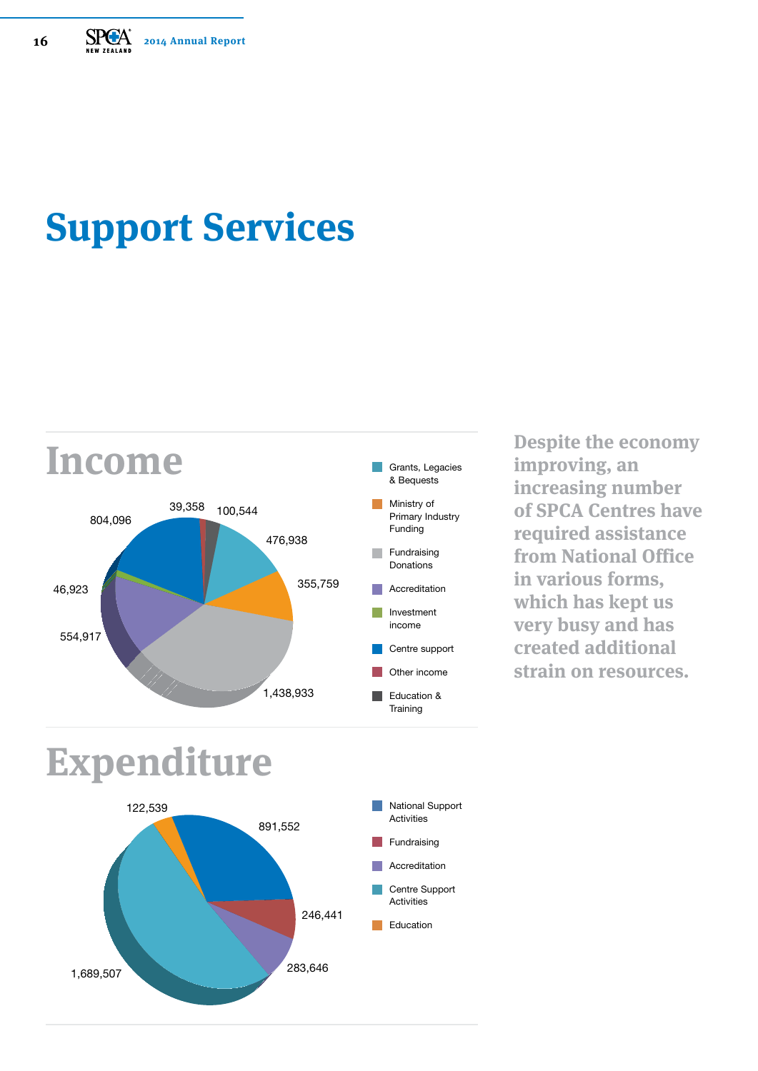# Support Services

## Income

Grants, Legacies & Bequests
Ministry of Primary Industry Funding
Fundraising Donations
Accreditation
Investment income
Centre support
Other income
Education & Training

39,358
100,544
804,096
476,938
355,759
46,923
554,917
1,438,933

## Expenditure

National Support Activities
Fundraising
Accreditation
Centre Support Activities
Education

122,539
891,552
246,441
283,646
1,689,507

**Despite the economy improving, an increasing number of SPCA Centres have required assistance from National Office in various forms, which has kept us very busy and has created additional strain on resources.**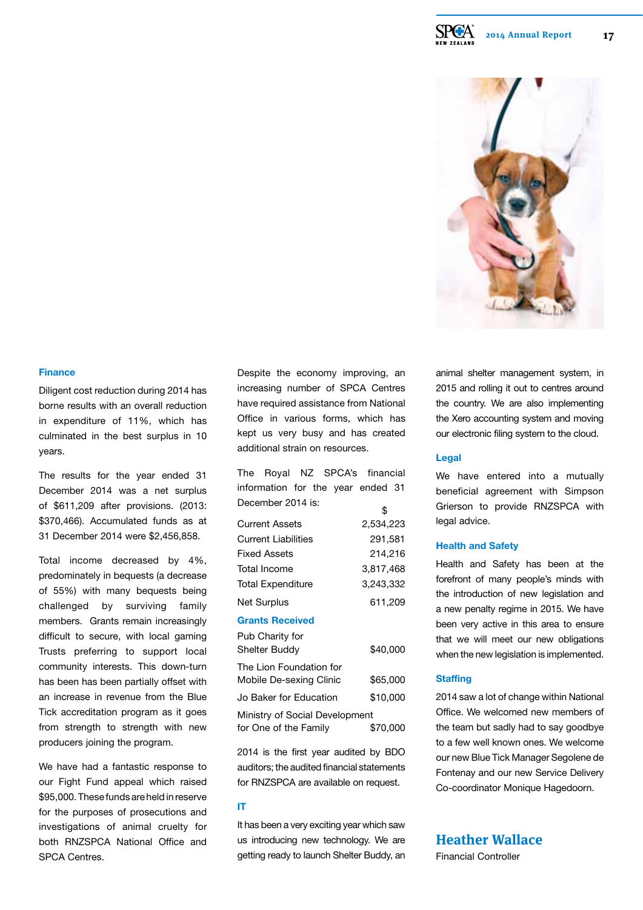## Finance

Diligent cost reduction during 2014 has borne results with an overall reduction in expenditure of 11%, which has culminated in the best surplus in 10 years.

The results for the year ended 31 December 2014 was a net surplus of $611,209 after provisions. (2013: $370,466). Accumulated funds as at 31 December 2014 were $2,456,858.

Total income decreased by 4%, predominately in bequests (a decrease of 55%) with many bequests being challenged by surviving family members. Grants remain increasingly difficult to secure, with local gaming Trusts preferring to support local community interests. This down-turn has been has been partially offset with an increase in revenue from the Blue Tick accreditation program as it goes from strength to strength with new producers joining the program.

We have had a fantastic response to our Fight Fund appeal which raised $95,000. These funds are held in reserve for the purposes of prosecutions and investigations of animal cruelty for both RNZSPCA National Office and SPCA Centres.

Despite the economy improving, an increasing number of SPCA Centres have required assistance from National Office in various forms, which has kept us very busy and has created additional strain on resources.

The Royal NZ SPCA's financial information for the year ended 31 December 2014 is:

| | $ |
|---|---|
| Current Assets | 2,534,223 |
| Current Liabilities | 291,581 |
| Fixed Assets | 214,216 |
| Total Income | 3,817,468 |
| Total Expenditure | 3,243,332 |
| Net Surplus | 611,209 |

### Grants Received

| | |
|---|---|
| Pub Charity for Shelter Buddy | $40,000 |
| The Lion Foundation for Mobile De-sexing Clinic | $65,000 |
| Jo Baker for Education | $10,000 |
| Ministry of Social Development for One of the Family | $70,000 |

2014 is the first year audited by BDO auditors; the audited financial statements for RNZSPCA are available on request.

## IT

It has been a very exciting year which saw us introducing new technology. We are getting ready to launch Shelter Buddy, an animal shelter management system, in 2015 and rolling it out to centres around the country. We are also implementing the Xero accounting system and moving our electronic filing system to the cloud.

## Legal

We have entered into a mutually beneficial agreement with Simpson Grierson to provide RNZSPCA with legal advice.

## Health and Safety

Health and Safety has been at the forefront of many people's minds with the introduction of new legislation and a new penalty regime in 2015. We have been very active in this area to ensure that we will meet our new obligations when the new legislation is implemented.

## Staffing

2014 saw a lot of change within National Office. We welcomed new members of the team but sadly had to say goodbye to a few well known ones. We welcome our new Blue Tick Manager Segolene de Fontenay and our new Service Delivery Co-coordinator Monique Hagedoorn.

**Heather Wallace**
Financial Controller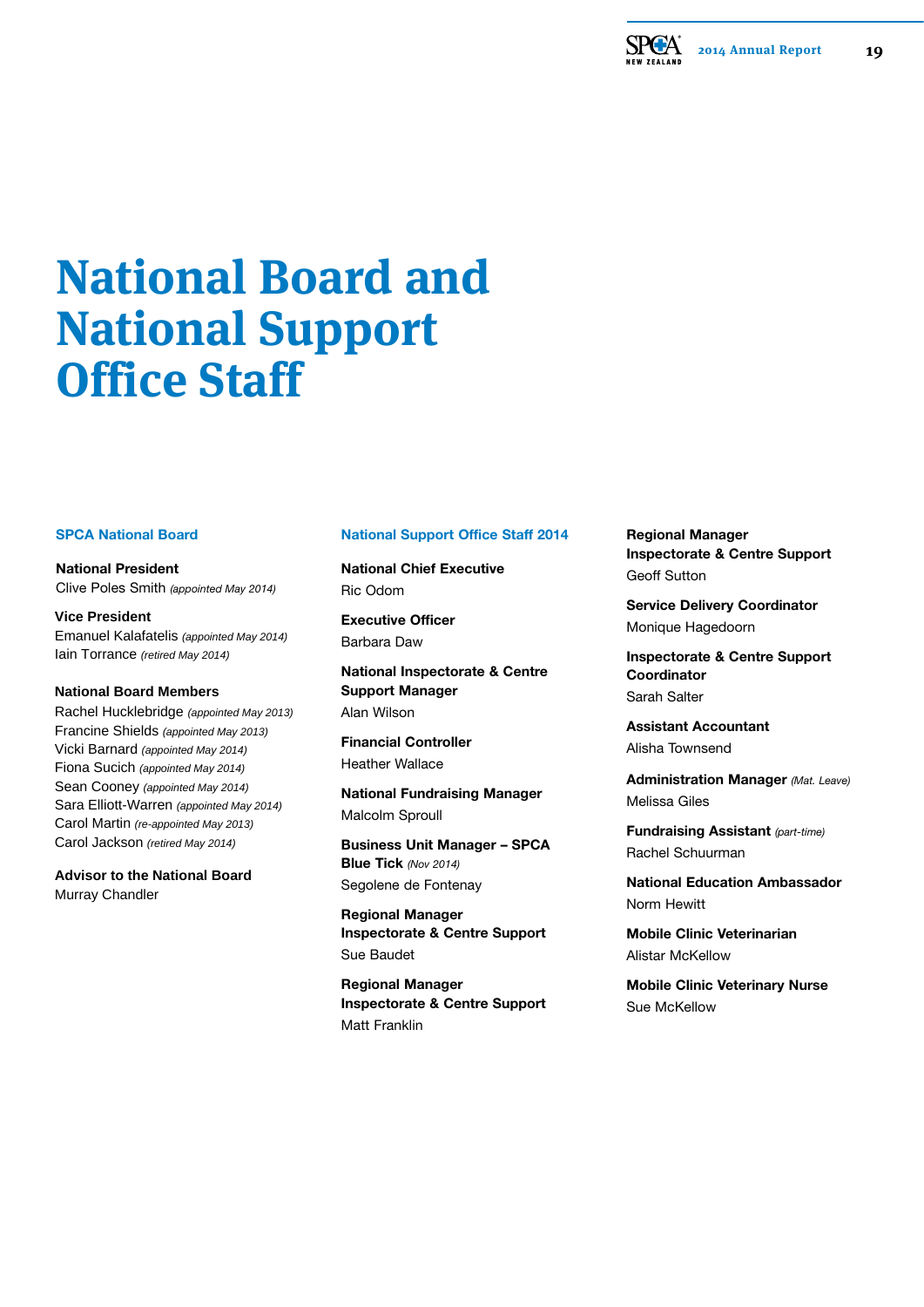# National Board and National Support Office Staff

## SPCA National Board

**National President**
Clive Poles Smith *(appointed May 2014)*

**Vice President**
Emanuel Kalafatelis *(appointed May 2014)*
Iain Torrance *(retired May 2014)*

**National Board Members**
Rachel Hucklebridge *(appointed May 2013)*
Francine Shields *(appointed May 2013)*
Vicki Barnard *(appointed May 2014)*
Fiona Sucich *(appointed May 2014)*
Sean Cooney *(appointed May 2014)*
Sara Elliott-Warren *(appointed May 2014)*
Carol Martin *(re-appointed May 2013)*
Carol Jackson *(retired May 2014)*

**Advisor to the National Board**
Murray Chandler

## National Support Office Staff 2014

**National Chief Executive**
Ric Odom

**Executive Officer**
Barbara Daw

**National Inspectorate & Centre Support Manager**
Alan Wilson

**Financial Controller**
Heather Wallace

**National Fundraising Manager**
Malcolm Sproull

**Business Unit Manager – SPCA Blue Tick** *(Nov 2014)*
Segolene de Fontenay

**Regional Manager Inspectorate & Centre Support**
Sue Baudet

**Regional Manager Inspectorate & Centre Support**
Matt Franklin

**Regional Manager Inspectorate & Centre Support**
Geoff Sutton

**Service Delivery Coordinator**
Monique Hagedoorn

**Inspectorate & Centre Support Coordinator**
Sarah Salter

**Assistant Accountant**
Alisha Townsend

**Administration Manager** *(Mat. Leave)*
Melissa Giles

**Fundraising Assistant** *(part-time)*
Rachel Schuurman

**National Education Ambassador**
Norm Hewitt

**Mobile Clinic Veterinarian**
Alistar McKellow

**Mobile Clinic Veterinary Nurse**
Sue McKellow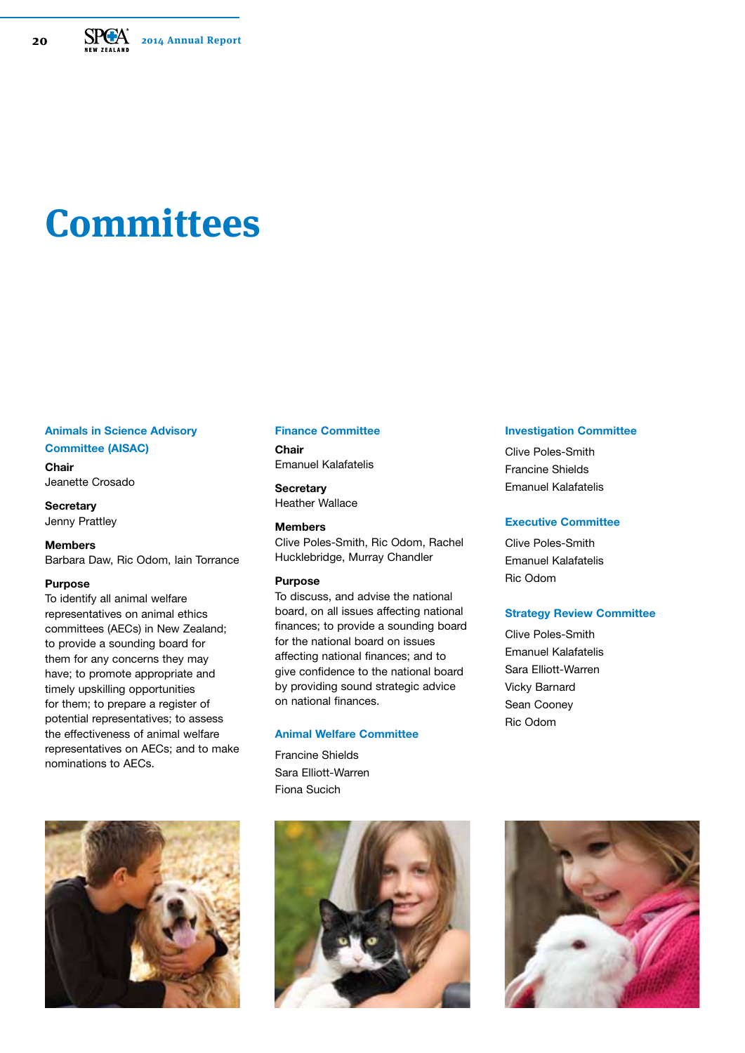# Committees

### Animals in Science Advisory Committee (AISAC)

**Chair**
Jeanette Crosado

**Secretary**
Jenny Prattley

**Members**
Barbara Daw, Ric Odom, Iain Torrance

**Purpose**
To identify all animal welfare representatives on animal ethics committees (AECs) in New Zealand; to provide a sounding board for them for any concerns they may have; to promote appropriate and timely upskilling opportunities for them; to prepare a register of potential representatives; to assess the effectiveness of animal welfare representatives on AECs; and to make nominations to AECs.

### Finance Committee

**Chair**
Emanuel Kalafatelis

**Secretary**
Heather Wallace

**Members**
Clive Poles-Smith, Ric Odom, Rachel Hucklebridge, Murray Chandler

**Purpose**
To discuss, and advise the national board, on all issues affecting national finances; to provide a sounding board for the national board on issues affecting national finances; and to give confidence to the national board by providing sound strategic advice on national finances.

### Animal Welfare Committee

Francine Shields
Sara Elliott-Warren
Fiona Sucich

### Investigation Committee

Clive Poles-Smith
Francine Shields
Emanuel Kalafatelis

### Executive Committee

Clive Poles-Smith
Emanuel Kalafatelis
Ric Odom

### Strategy Review Committee

Clive Poles-Smith
Emanuel Kalafatelis
Sara Elliott-Warren
Vicky Barnard
Sean Cooney
Ric Odom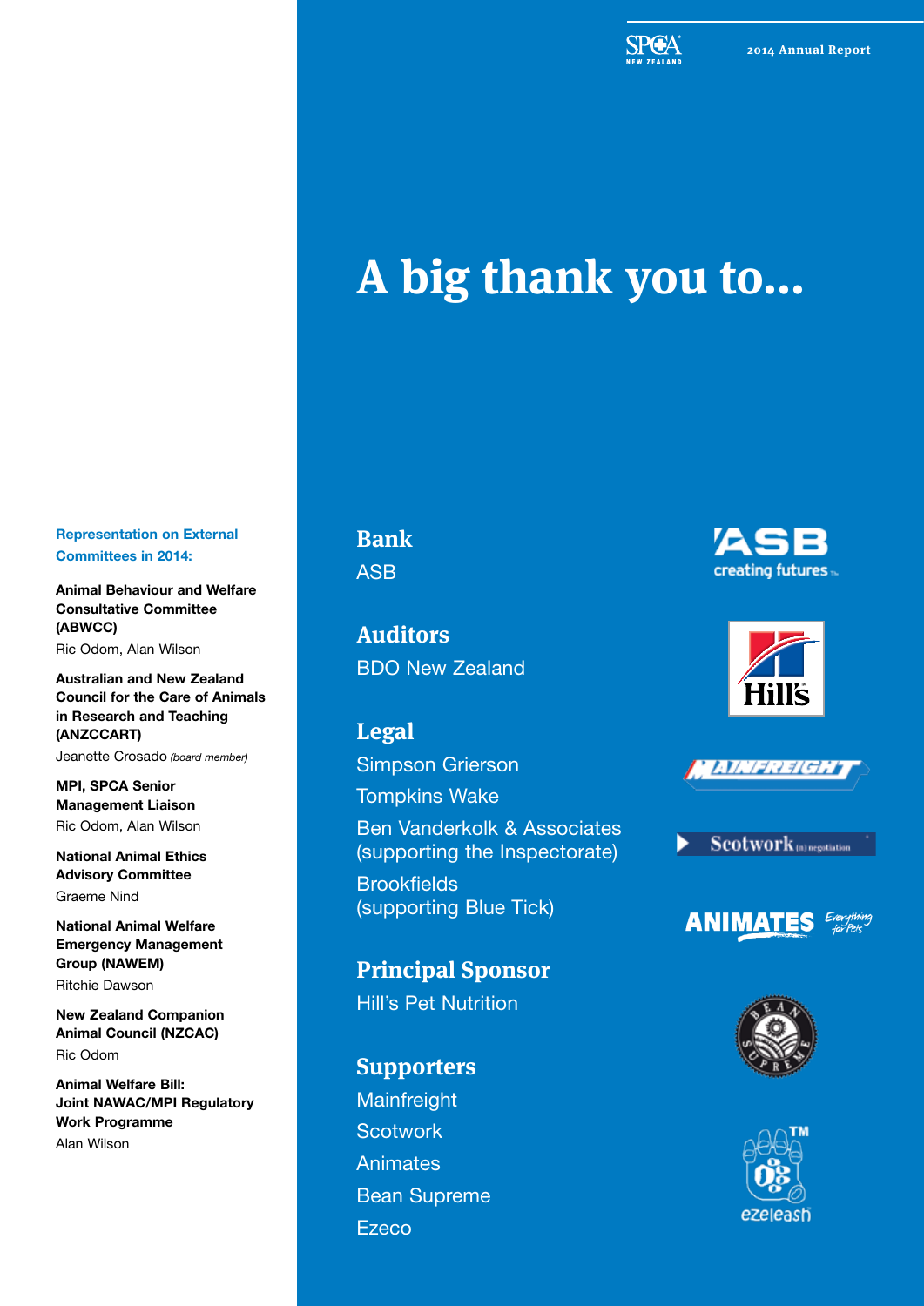# A big thank you to...

## Bank

ASB

## Auditors

BDO New Zealand

## Legal

Simpson Grierson

Tompkins Wake

Ben Vanderkolk & Associates (supporting the Inspectorate)

Brookfields (supporting Blue Tick)

## Principal Sponsor

Hill's Pet Nutrition

## Supporters

Mainfreight

Scotwork

Animates

Bean Supreme

Ezeco

### Representation on External Committees in 2014:

**Animal Behaviour and Welfare Consultative Committee (ABWCC)**
Ric Odom, Alan Wilson

**Australian and New Zealand Council for the Care of Animals in Research and Teaching (ANZCCART)**
Jeanette Crosado *(board member)*

**MPI, SPCA Senior Management Liaison**
Ric Odom, Alan Wilson

**National Animal Ethics Advisory Committee**
Graeme Nind

**National Animal Welfare Emergency Management Group (NAWEM)**
Ritchie Dawson

**New Zealand Companion Animal Council (NZCAC)**
Ric Odom

**Animal Welfare Bill: Joint NAWAC/MPI Regulatory Work Programme**
Alan Wilson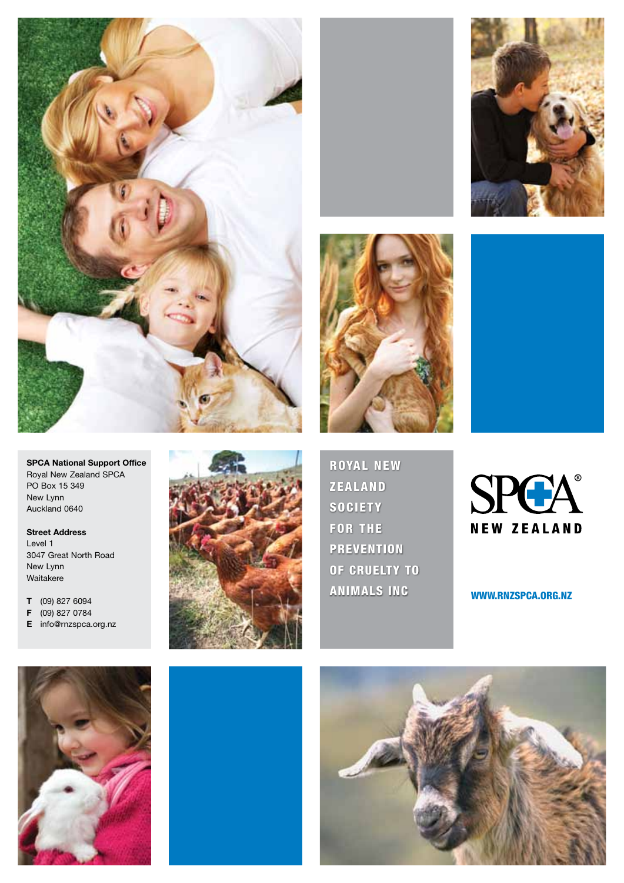**SPCA National Support Office**
Royal New Zealand SPCA
PO Box 15 349
New Lynn
Auckland 0640

**Street Address**
Level 1
3047 Great North Road
New Lynn
Waitakere

**T** (09) 827 6094
**F** (09) 827 0784
**E** info@rnzspca.org.nz

ROYAL NEW ZEALAND SOCIETY FOR THE PREVENTION OF CRUELTY TO ANIMALS INC

SPCA®
NEW ZEALAND

WWW.RNZSPCA.ORG.NZ